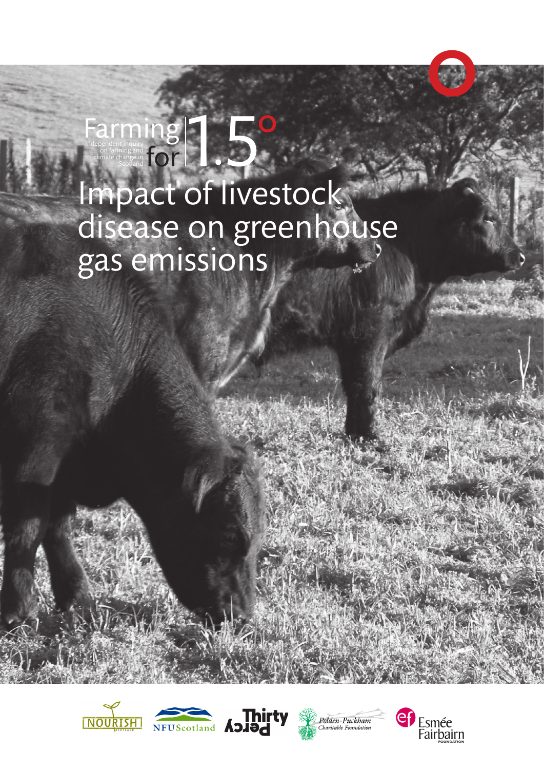Farming for 1.5°

Independent inquiry on farming and climate change in Scotland

# Impact of livestock disease on greenhouse gas emissions

NOURISH SCOTLAND

NFU Scotland

Thirty Percy

Polden-Puckham Charitable Foundation

Esmée Fairbairn FOUNDATION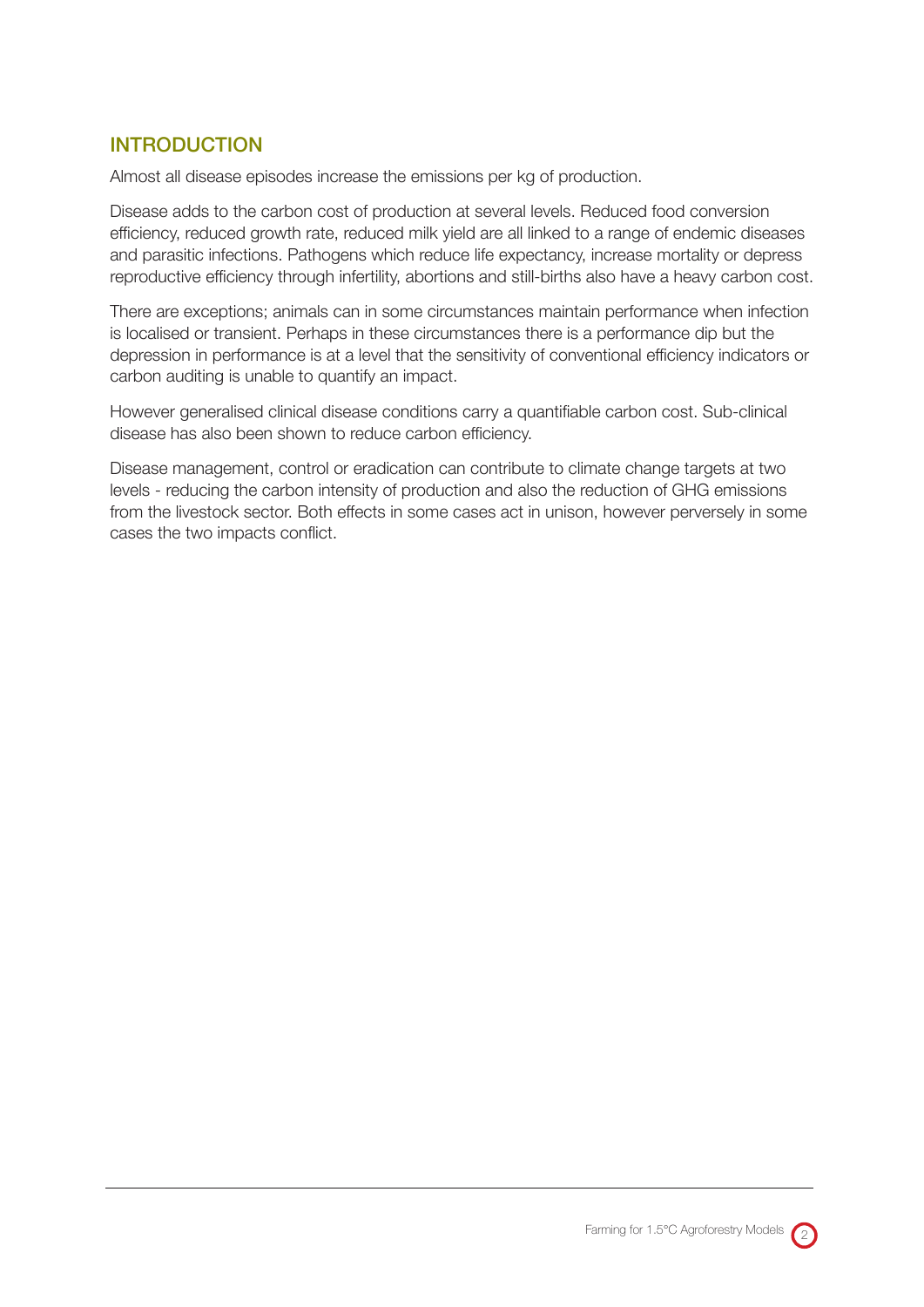## INTRODUCTION

Almost all disease episodes increase the emissions per kg of production.

Disease adds to the carbon cost of production at several levels. Reduced food conversion efficiency, reduced growth rate, reduced milk yield are all linked to a range of endemic diseases and parasitic infections. Pathogens which reduce life expectancy, increase mortality or depress reproductive efficiency through infertility, abortions and still-births also have a heavy carbon cost.

There are exceptions; animals can in some circumstances maintain performance when infection is localised or transient. Perhaps in these circumstances there is a performance dip but the depression in performance is at a level that the sensitivity of conventional efficiency indicators or carbon auditing is unable to quantify an impact.

However generalised clinical disease conditions carry a quantifiable carbon cost. Sub-clinical disease has also been shown to reduce carbon efficiency.

Disease management, control or eradication can contribute to climate change targets at two levels - reducing the carbon intensity of production and also the reduction of GHG emissions from the livestock sector. Both effects in some cases act in unison, however perversely in some cases the two impacts conflict.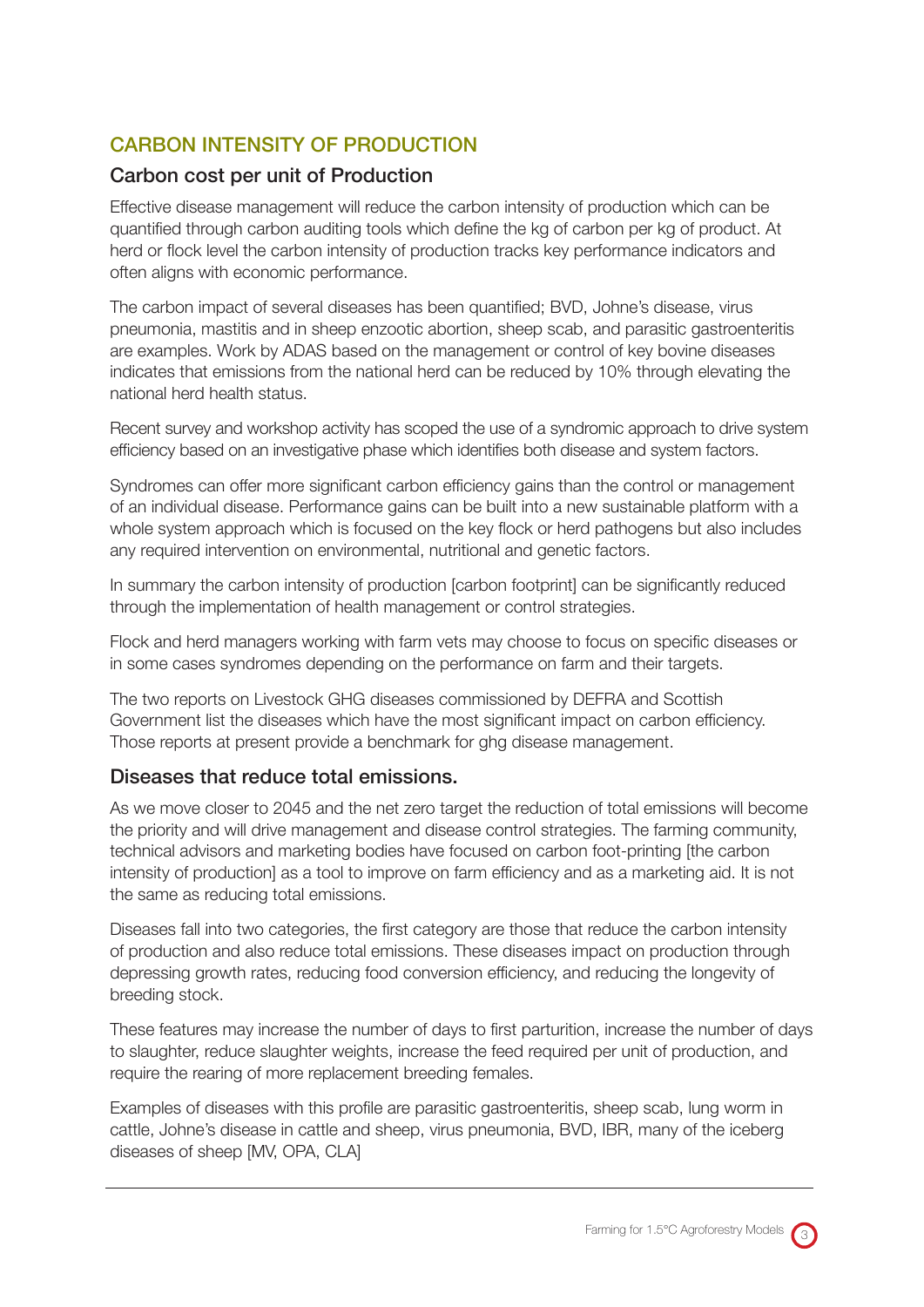## CARBON INTENSITY OF PRODUCTION

### Carbon cost per unit of Production

Effective disease management will reduce the carbon intensity of production which can be quantified through carbon auditing tools which define the kg of carbon per kg of product. At herd or flock level the carbon intensity of production tracks key performance indicators and often aligns with economic performance.

The carbon impact of several diseases has been quantified; BVD, Johne's disease, virus pneumonia, mastitis and in sheep enzootic abortion, sheep scab, and parasitic gastroenteritis are examples. Work by ADAS based on the management or control of key bovine diseases indicates that emissions from the national herd can be reduced by 10% through elevating the national herd health status.

Recent survey and workshop activity has scoped the use of a syndromic approach to drive system efficiency based on an investigative phase which identifies both disease and system factors.

Syndromes can offer more significant carbon efficiency gains than the control or management of an individual disease. Performance gains can be built into a new sustainable platform with a whole system approach which is focused on the key flock or herd pathogens but also includes any required intervention on environmental, nutritional and genetic factors.

In summary the carbon intensity of production [carbon footprint] can be significantly reduced through the implementation of health management or control strategies.

Flock and herd managers working with farm vets may choose to focus on specific diseases or in some cases syndromes depending on the performance on farm and their targets.

The two reports on Livestock GHG diseases commissioned by DEFRA and Scottish Government list the diseases which have the most significant impact on carbon efficiency. Those reports at present provide a benchmark for ghg disease management.

### Diseases that reduce total emissions.

As we move closer to 2045 and the net zero target the reduction of total emissions will become the priority and will drive management and disease control strategies. The farming community, technical advisors and marketing bodies have focused on carbon foot-printing [the carbon intensity of production] as a tool to improve on farm efficiency and as a marketing aid. It is not the same as reducing total emissions.

Diseases fall into two categories, the first category are those that reduce the carbon intensity of production and also reduce total emissions. These diseases impact on production through depressing growth rates, reducing food conversion efficiency, and reducing the longevity of breeding stock.

These features may increase the number of days to first parturition, increase the number of days to slaughter, reduce slaughter weights, increase the feed required per unit of production, and require the rearing of more replacement breeding females.

Examples of diseases with this profile are parasitic gastroenteritis, sheep scab, lung worm in cattle, Johne's disease in cattle and sheep, virus pneumonia, BVD, IBR, many of the iceberg diseases of sheep [MV, OPA, CLA]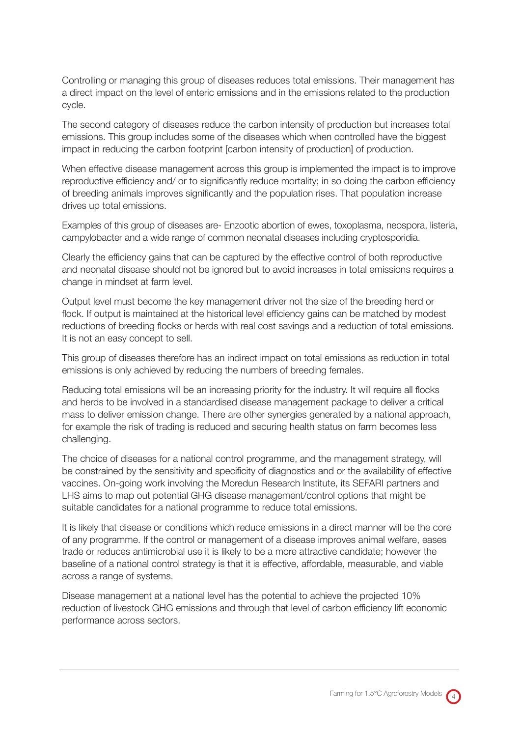Controlling or managing this group of diseases reduces total emissions. Their management has a direct impact on the level of enteric emissions and in the emissions related to the production cycle.

The second category of diseases reduce the carbon intensity of production but increases total emissions. This group includes some of the diseases which when controlled have the biggest impact in reducing the carbon footprint [carbon intensity of production] of production.

When effective disease management across this group is implemented the impact is to improve reproductive efficiency and/ or to significantly reduce mortality; in so doing the carbon efficiency of breeding animals improves significantly and the population rises. That population increase drives up total emissions.

Examples of this group of diseases are- Enzootic abortion of ewes, toxoplasma, neospora, listeria, campylobacter and a wide range of common neonatal diseases including cryptosporidia.

Clearly the efficiency gains that can be captured by the effective control of both reproductive and neonatal disease should not be ignored but to avoid increases in total emissions requires a change in mindset at farm level.

Output level must become the key management driver not the size of the breeding herd or flock. If output is maintained at the historical level efficiency gains can be matched by modest reductions of breeding flocks or herds with real cost savings and a reduction of total emissions. It is not an easy concept to sell.

This group of diseases therefore has an indirect impact on total emissions as reduction in total emissions is only achieved by reducing the numbers of breeding females.

Reducing total emissions will be an increasing priority for the industry. It will require all flocks and herds to be involved in a standardised disease management package to deliver a critical mass to deliver emission change. There are other synergies generated by a national approach, for example the risk of trading is reduced and securing health status on farm becomes less challenging.

The choice of diseases for a national control programme, and the management strategy, will be constrained by the sensitivity and specificity of diagnostics and or the availability of effective vaccines. On-going work involving the Moredun Research Institute, its SEFARI partners and LHS aims to map out potential GHG disease management/control options that might be suitable candidates for a national programme to reduce total emissions.

It is likely that disease or conditions which reduce emissions in a direct manner will be the core of any programme. If the control or management of a disease improves animal welfare, eases trade or reduces antimicrobial use it is likely to be a more attractive candidate; however the baseline of a national control strategy is that it is effective, affordable, measurable, and viable across a range of systems.

Disease management at a national level has the potential to achieve the projected 10% reduction of livestock GHG emissions and through that level of carbon efficiency lift economic performance across sectors.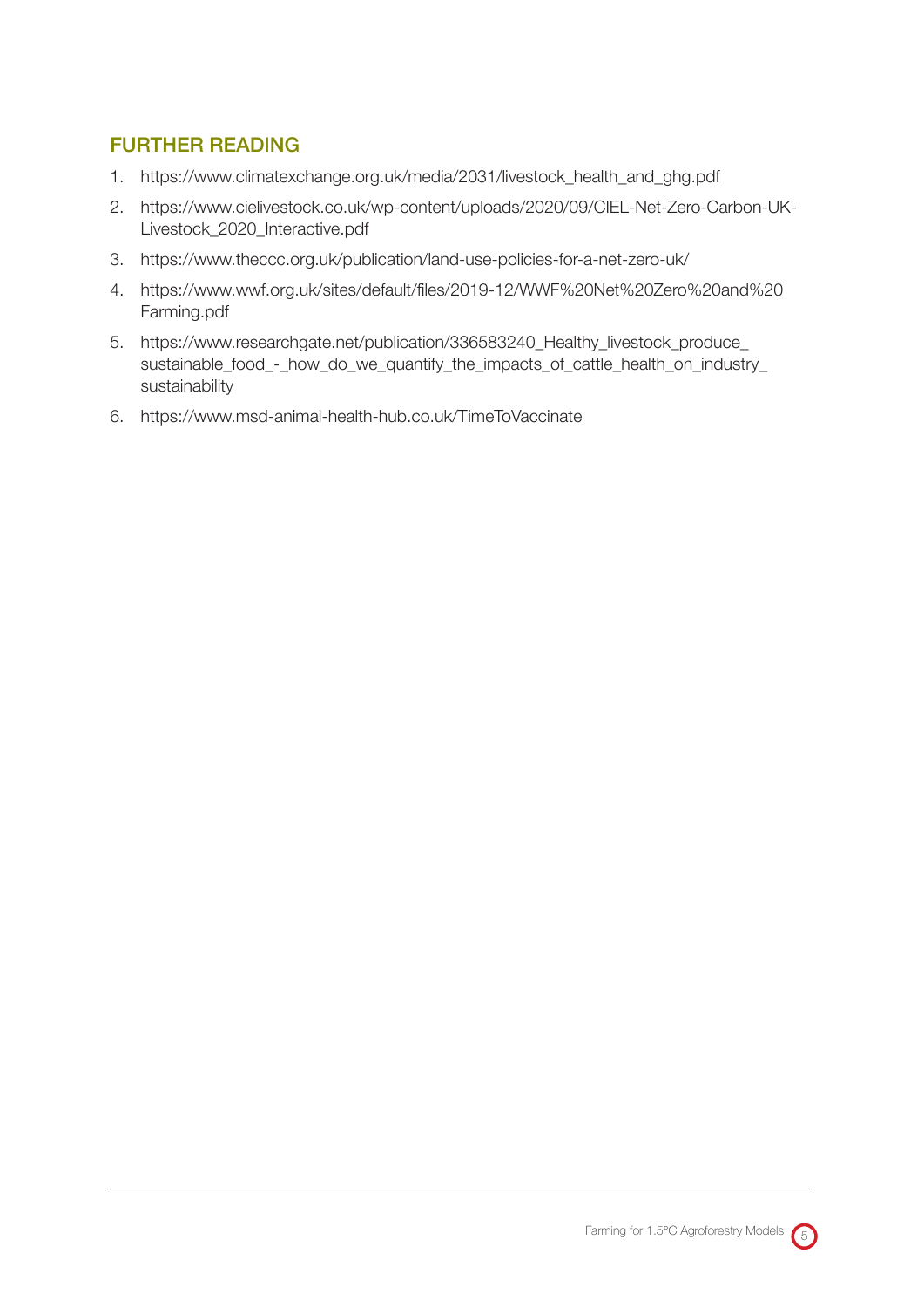## FURTHER READING

1. https://www.climatexchange.org.uk/media/2031/livestock_health_and_ghg.pdf
2. https://www.cielivestock.co.uk/wp-content/uploads/2020/09/CIEL-Net-Zero-Carbon-UK-Livestock_2020_Interactive.pdf
3. https://www.theccc.org.uk/publication/land-use-policies-for-a-net-zero-uk/
4. https://www.wwf.org.uk/sites/default/files/2019-12/WWF%20Net%20Zero%20and%20Farming.pdf
5. https://www.researchgate.net/publication/336583240_Healthy_livestock_produce_sustainable_food_-_how_do_we_quantify_the_impacts_of_cattle_health_on_industry_sustainability
6. https://www.msd-animal-health-hub.co.uk/TimeToVaccinate